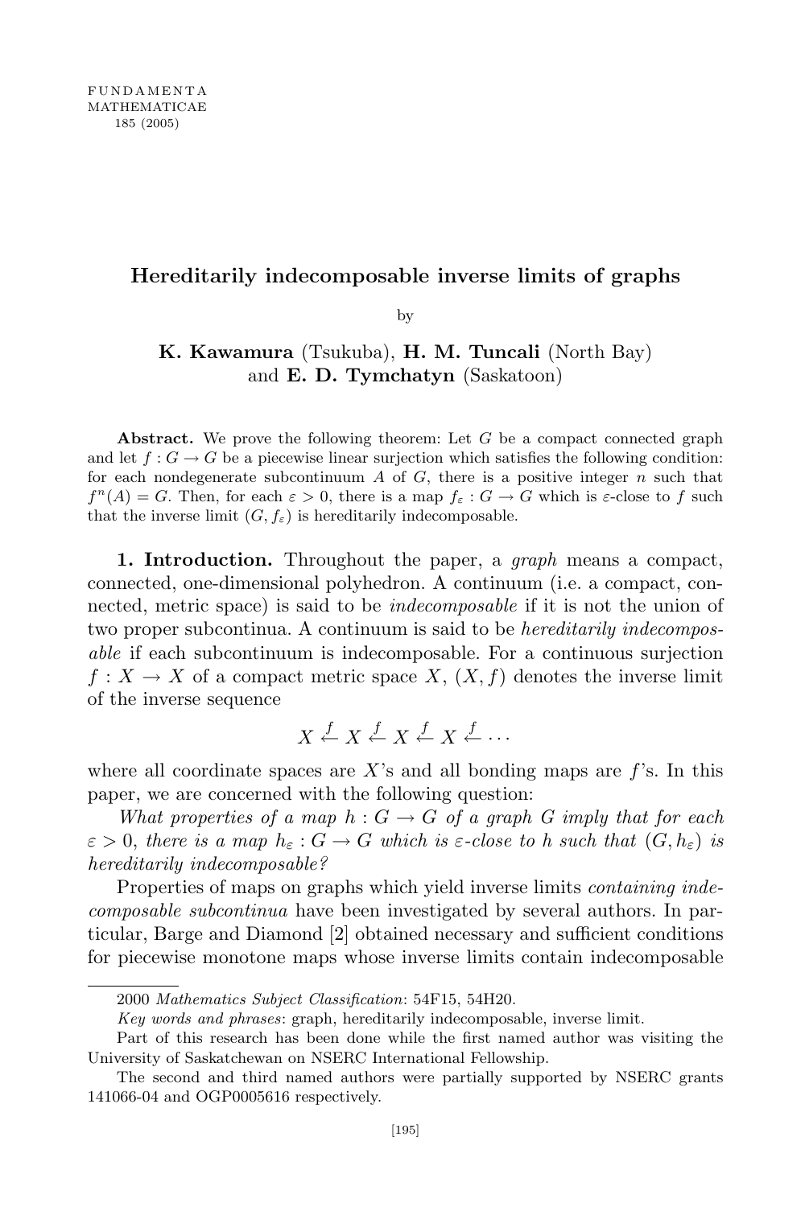# Hereditarily indecomposable inverse limits of graphs

by

**K. Kawamura** (Tsukuba), **H. M. Tuncali** (North Bay) and **E. D. Tymchatyn** (Saskatoon)

**Abstract.** We prove the following theorem: Let $G$ be a compact connected graph and let $f : G \to G$ be a piecewise linear surjection which satisfies the following condition: for each nondegenerate subcontinuum $A$ of $G$, there is a positive integer $n$ such that $f^n(A) = G$. Then, for each $\varepsilon > 0$, there is a map $f_\varepsilon : G \to G$ which is $\varepsilon$-close to $f$ such that the inverse limit $(G, f_\varepsilon)$ is hereditarily indecomposable.

**1. Introduction.** Throughout the paper, a *graph* means a compact, connected, one-dimensional polyhedron. A continuum (i.e. a compact, connected, metric space) is said to be *indecomposable* if it is not the union of two proper subcontinua. A continuum is said to be *hereditarily indecomposable* if each subcontinuum is indecomposable. For a continuous surjection $f : X \to X$ of a compact metric space $X$, $(X, f)$ denotes the inverse limit of the inverse sequence

$$X \xleftarrow{f} X \xleftarrow{f} X \xleftarrow{f} X \xleftarrow{f} \cdots$$

where all coordinate spaces are $X$'s and all bonding maps are $f$'s. In this paper, we are concerned with the following question:

*What properties of a map $h : G \to G$ of a graph $G$ imply that for each $\varepsilon > 0$, there is a map $h_\varepsilon : G \to G$ which is $\varepsilon$-close to $h$ such that $(G, h_\varepsilon)$ is hereditarily indecomposable?*

Properties of maps on graphs which yield inverse limits *containing indecomposable subcontinua* have been investigated by several authors. In particular, Barge and Diamond [2] obtained necessary and sufficient conditions for piecewise monotone maps whose inverse limits contain indecomposable

---

2000 *Mathematics Subject Classification*: 54F15, 54H20.

*Key words and phrases*: graph, hereditarily indecomposable, inverse limit.

Part of this research has been done while the first named author was visiting the University of Saskatchewan on NSERC International Fellowship.

The second and third named authors were partially supported by NSERC grants 141066-04 and OGP0005616 respectively.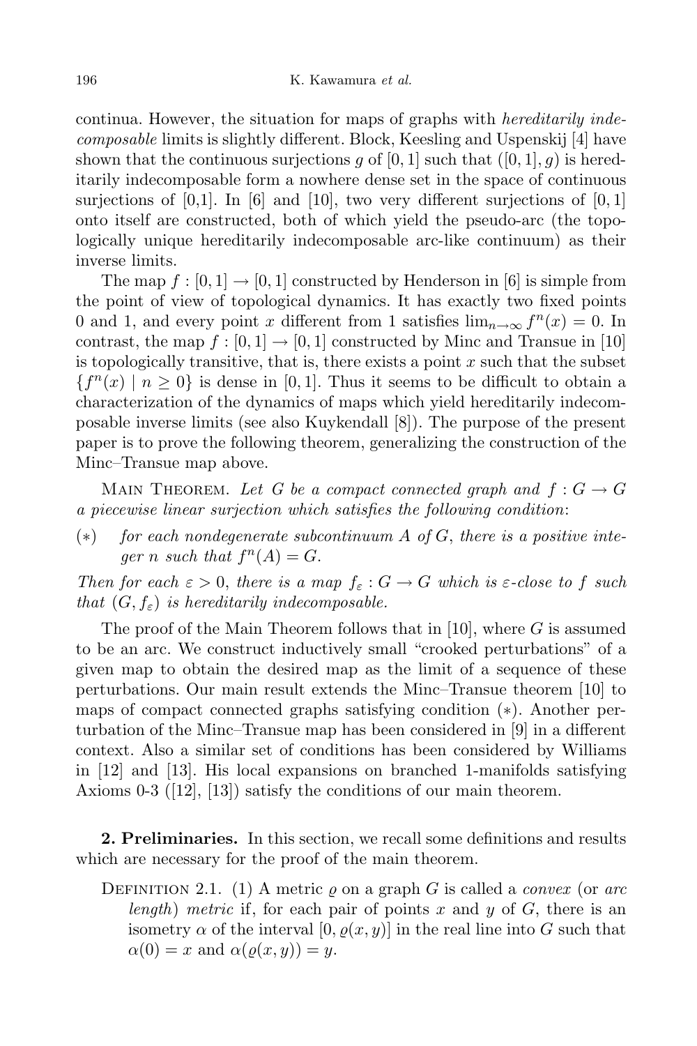continua. However, the situation for maps of graphs with *hereditarily indecomposable* limits is slightly different. Block, Keesling and Uspenskij [4] have shown that the continuous surjections $g$ of $[0,1]$ such that $([0,1], g)$ is hereditarily indecomposable form a nowhere dense set in the space of continuous surjections of [0,1]. In [6] and [10], two very different surjections of $[0,1]$ onto itself are constructed, both of which yield the pseudo-arc (the topologically unique hereditarily indecomposable arc-like continuum) as their inverse limits.

The map $f : [0,1] \to [0,1]$ constructed by Henderson in [6] is simple from the point of view of topological dynamics. It has exactly two fixed points 0 and 1, and every point $x$ different from 1 satisfies $\lim_{n\to\infty} f^n(x) = 0$. In contrast, the map $f : [0,1] \to [0,1]$ constructed by Minc and Transue in [10] is topologically transitive, that is, there exists a point $x$ such that the subset $\{f^n(x) \mid n \geq 0\}$ is dense in $[0,1]$. Thus it seems to be difficult to obtain a characterization of the dynamics of maps which yield hereditarily indecomposable inverse limits (see also Kuykendall [8]). The purpose of the present paper is to prove the following theorem, generalizing the construction of the Minc–Transue map above.

Main Theorem. *Let $G$ be a compact connected graph and $f : G \to G$ a piecewise linear surjection which satisfies the following condition*:

($*$) *for each nondegenerate subcontinuum $A$ of $G$, there is a positive integer $n$ such that $f^n(A) = G$.*

*Then for each $\varepsilon > 0$, there is a map $f_\varepsilon : G \to G$ which is $\varepsilon$-close to $f$ such that $(G, f_\varepsilon)$ is hereditarily indecomposable.*

The proof of the Main Theorem follows that in [10], where $G$ is assumed to be an arc. We construct inductively small "crooked perturbations" of a given map to obtain the desired map as the limit of a sequence of these perturbations. Our main result extends the Minc–Transue theorem [10] to maps of compact connected graphs satisfying condition ($*$). Another perturbation of the Minc–Transue map has been considered in [9] in a different context. Also a similar set of conditions has been considered by Williams in [12] and [13]. His local expansions on branched 1-manifolds satisfying Axioms 0-3 ([12], [13]) satisfy the conditions of our main theorem.

**2. Preliminaries.** In this section, we recall some definitions and results which are necessary for the proof of the main theorem.

Definition 2.1. (1) A metric $\varrho$ on a graph $G$ is called a *convex* (or *arc length*) *metric* if, for each pair of points $x$ and $y$ of $G$, there is an isometry $\alpha$ of the interval $[0, \varrho(x,y)]$ in the real line into $G$ such that $\alpha(0) = x$ and $\alpha(\varrho(x,y)) = y$.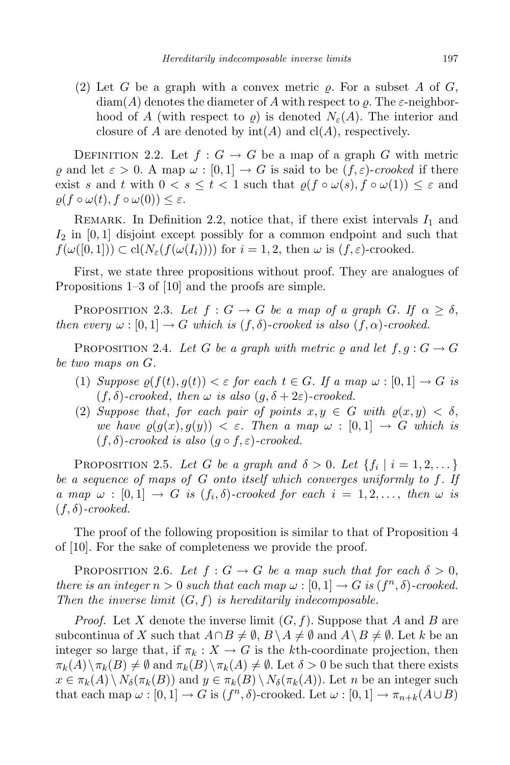(2) Let $G$ be a graph with a convex metric $\varrho$. For a subset $A$ of $G$, $\operatorname{diam}(A)$ denotes the diameter of $A$ with respect to $\varrho$. The $\varepsilon$-neighborhood of $A$ (with respect to $\varrho$) is denoted $N_\varepsilon(A)$. The interior and closure of $A$ are denoted by $\operatorname{int}(A)$ and $\operatorname{cl}(A)$, respectively.

Definition 2.2. Let $f : G \to G$ be a map of a graph $G$ with metric $\varrho$ and let $\varepsilon > 0$. A map $\omega : [0,1] \to G$ is said to be *$(f,\varepsilon)$-crooked* if there exist $s$ and $t$ with $0 < s \le t < 1$ such that $\varrho(f \circ \omega(s), f \circ \omega(1)) \le \varepsilon$ and $\varrho(f \circ \omega(t), f \circ \omega(0)) \le \varepsilon$.

Remark. In Definition 2.2, notice that, if there exist intervals $I_1$ and $I_2$ in $[0,1]$ disjoint except possibly for a common endpoint and such that $f(\omega([0,1])) \subset \operatorname{cl}(N_\varepsilon(f(\omega(I_i))))$ for $i = 1,2$, then $\omega$ is $(f,\varepsilon)$-crooked.

First, we state three propositions without proof. They are analogues of Propositions 1–3 of [10] and the proofs are simple.

Proposition 2.3. *Let $f : G \to G$ be a map of a graph $G$. If $\alpha \ge \delta$, then every $\omega : [0,1] \to G$ which is $(f,\delta)$-crooked is also $(f,\alpha)$-crooked.*

Proposition 2.4. *Let $G$ be a graph with metric $\varrho$ and let $f, g : G \to G$ be two maps on $G$.*

(1) *Suppose $\varrho(f(t), g(t)) < \varepsilon$ for each $t \in G$. If a map $\omega : [0,1] \to G$ is $(f,\delta)$-crooked, then $\omega$ is also $(g, \delta + 2\varepsilon)$-crooked.*
(2) *Suppose that, for each pair of points $x, y \in G$ with $\varrho(x,y) < \delta$, we have $\varrho(g(x), g(y)) < \varepsilon$. Then a map $\omega : [0,1] \to G$ which is $(f,\delta)$-crooked is also $(g \circ f, \varepsilon)$-crooked.*

Proposition 2.5. *Let $G$ be a graph and $\delta > 0$. Let $\{f_i \mid i = 1,2,\dots\}$ be a sequence of maps of $G$ onto itself which converges uniformly to $f$. If a map $\omega : [0,1] \to G$ is $(f_i,\delta)$-crooked for each $i = 1,2,\dots$, then $\omega$ is $(f,\delta)$-crooked.*

The proof of the following proposition is similar to that of Proposition 4 of [10]. For the sake of completeness we provide the proof.

Proposition 2.6. *Let $f : G \to G$ be a map such that for each $\delta > 0$, there is an integer $n > 0$ such that each map $\omega : [0,1] \to G$ is $(f^n,\delta)$-crooked. Then the inverse limit $(G,f)$ is hereditarily indecomposable.*

*Proof.* Let $X$ denote the inverse limit $(G,f)$. Suppose that $A$ and $B$ are subcontinua of $X$ such that $A \cap B \ne \emptyset$, $B \setminus A \ne \emptyset$ and $A \setminus B \ne \emptyset$. Let $k$ be an integer so large that, if $\pi_k : X \to G$ is the $k$th-coordinate projection, then $\pi_k(A) \setminus \pi_k(B) \ne \emptyset$ and $\pi_k(B) \setminus \pi_k(A) \ne \emptyset$. Let $\delta > 0$ be such that there exists $x \in \pi_k(A) \setminus N_\delta(\pi_k(B))$ and $y \in \pi_k(B) \setminus N_\delta(\pi_k(A))$. Let $n$ be an integer such that each map $\omega : [0,1] \to G$ is $(f^n,\delta)$-crooked. Let $\omega : [0,1] \to \pi_{n+k}(A \cup B)$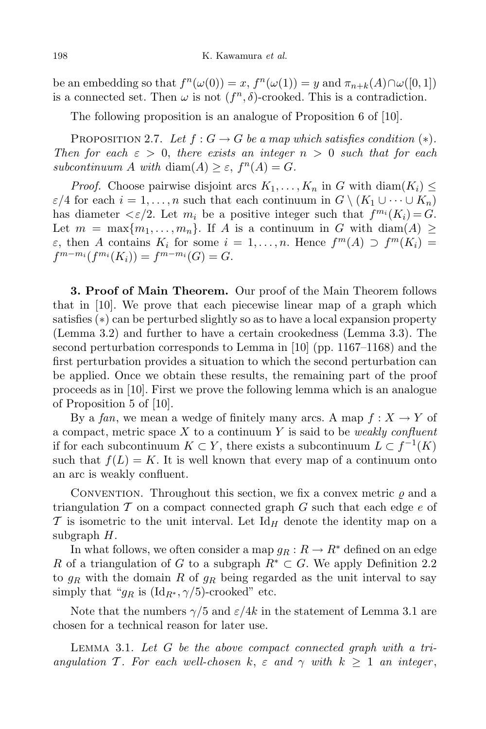be an embedding so that $f^n(\omega(0)) = x$, $f^n(\omega(1)) = y$ and $\pi_{n+k}(A) \cap \omega([0,1])$ is a connected set. Then $\omega$ is not $(f^n, \delta)$-crooked. This is a contradiction.

The following proposition is an analogue of Proposition 6 of [10].

Proposition 2.7. *Let $f : G \to G$ be a map which satisfies condition $(*)$. Then for each $\varepsilon > 0$, there exists an integer $n > 0$ such that for each subcontinuum $A$ with* $\operatorname{diam}(A) \geq \varepsilon$, $f^n(A) = G$.

*Proof.* Choose pairwise disjoint arcs $K_1, \ldots, K_n$ in $G$ with $\operatorname{diam}(K_i) \leq \varepsilon/4$ for each $i = 1, \ldots, n$ such that each continuum in $G \setminus (K_1 \cup \cdots \cup K_n)$ has diameter $< \varepsilon/2$. Let $m_i$ be a positive integer such that $f^{m_i}(K_i) = G$. Let $m = \max\{m_1, \ldots, m_n\}$. If $A$ is a continuum in $G$ with $\operatorname{diam}(A) \geq \varepsilon$, then $A$ contains $K_i$ for some $i = 1, \ldots, n$. Hence $f^m(A) \supset f^m(K_i) = f^{m-m_i}(f^{m_i}(K_i)) = f^{m-m_i}(G) = G$.

**3. Proof of Main Theorem.** Our proof of the Main Theorem follows that in [10]. We prove that each piecewise linear map of a graph which satisfies $(*)$ can be perturbed slightly so as to have a local expansion property (Lemma 3.2) and further to have a certain crookedness (Lemma 3.3). The second perturbation corresponds to Lemma in [10] (pp. 1167–1168) and the first perturbation provides a situation to which the second perturbation can be applied. Once we obtain these results, the remaining part of the proof proceeds as in [10]. First we prove the following lemma which is an analogue of Proposition 5 of [10].

By a *fan*, we mean a wedge of finitely many arcs. A map $f : X \to Y$ of a compact, metric space $X$ to a continuum $Y$ is said to be *weakly confluent* if for each subcontinuum $K \subset Y$, there exists a subcontinuum $L \subset f^{-1}(K)$ such that $f(L) = K$. It is well known that every map of a continuum onto an arc is weakly confluent.

Convention. Throughout this section, we fix a convex metric $\varrho$ and a triangulation $\mathcal{T}$ on a compact connected graph $G$ such that each edge $e$ of $\mathcal{T}$ is isometric to the unit interval. Let $\mathrm{Id}_H$ denote the identity map on a subgraph $H$.

In what follows, we often consider a map $g_R : R \to R^*$ defined on an edge $R$ of a triangulation of $G$ to a subgraph $R^* \subset G$. We apply Definition 2.2 to $g_R$ with the domain $R$ of $g_R$ being regarded as the unit interval to say simply that "$g_R$ is $(\mathrm{Id}_{R^*}, \gamma/5)$-crooked" etc.

Note that the numbers $\gamma/5$ and $\varepsilon/4k$ in the statement of Lemma 3.1 are chosen for a technical reason for later use.

Lemma 3.1. *Let $G$ be the above compact connected graph with a triangulation $\mathcal{T}$. For each well-chosen $k$, $\varepsilon$ and $\gamma$ with $k \geq 1$ an integer*,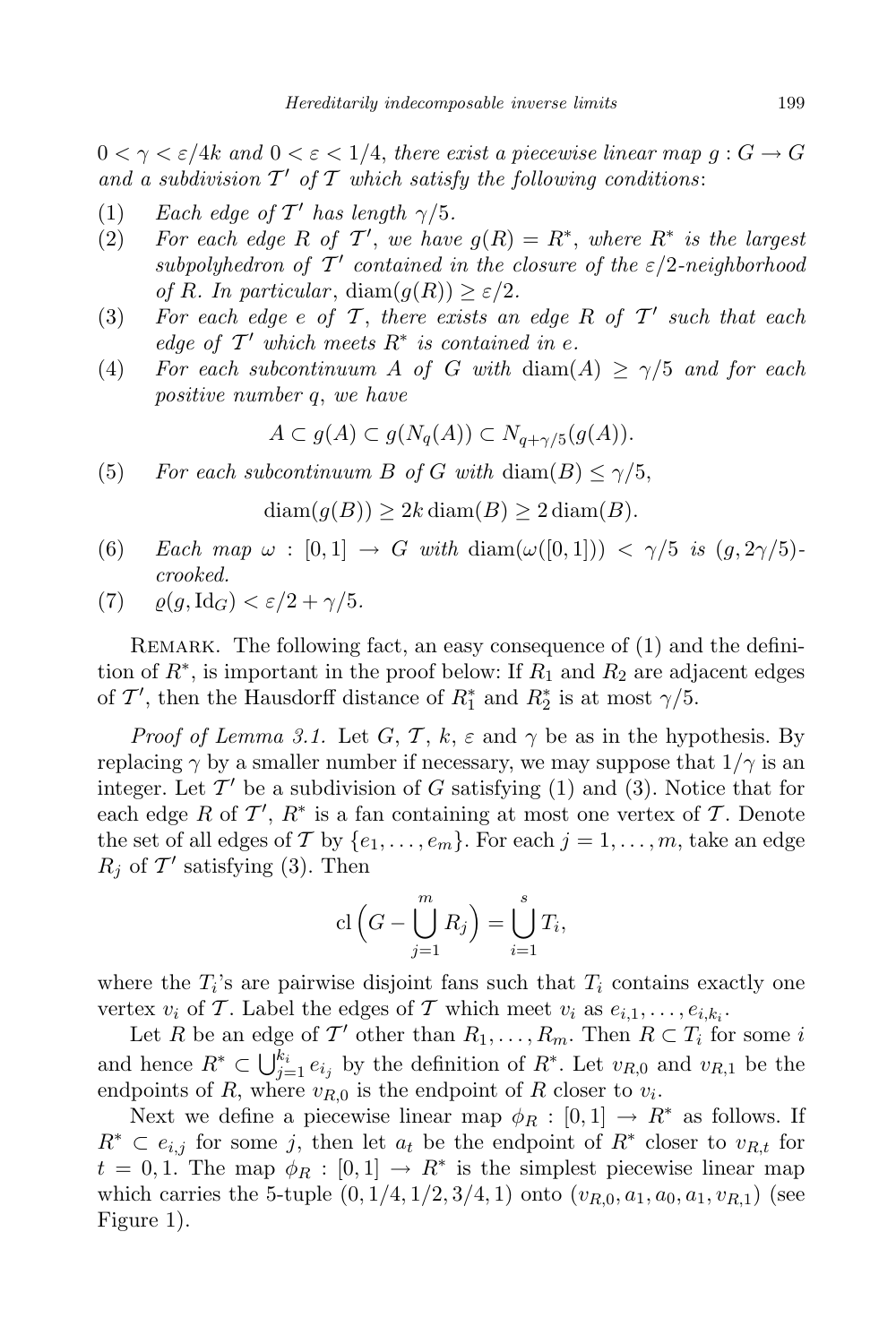*$0 < \gamma < \varepsilon/4k$ and $0 < \varepsilon < 1/4$, there exist a piecewise linear map $g : G \to G$ and a subdivision $\mathcal{T}'$ of $\mathcal{T}$ which satisfy the following conditions*:

(1) *Each edge of $\mathcal{T}'$ has length $\gamma/5$.*

(2) *For each edge $R$ of $\mathcal{T}'$, we have $g(R) = R^*$, where $R^*$ is the largest subpolyhedron of $\mathcal{T}'$ contained in the closure of the $\varepsilon/2$-neighborhood of $R$. In particular*, $\operatorname{diam}(g(R)) \geq \varepsilon/2$.

(3) *For each edge $e$ of $\mathcal{T}$, there exists an edge $R$ of $\mathcal{T}'$ such that each edge of $\mathcal{T}'$ which meets $R^*$ is contained in $e$.*

(4) *For each subcontinuum $A$ of $G$ with* $\operatorname{diam}(A) \geq \gamma/5$ *and for each positive number $q$, we have*

$$A \subset g(A) \subset g(N_q(A)) \subset N_{q+\gamma/5}(g(A)).$$

(5) *For each subcontinuum $B$ of $G$ with* $\operatorname{diam}(B) \leq \gamma/5$,

$$\operatorname{diam}(g(B)) \geq 2k \operatorname{diam}(B) \geq 2 \operatorname{diam}(B).$$

(6) *Each map $\omega : [0,1] \to G$ with* $\operatorname{diam}(\omega([0,1])) < \gamma/5$ *is $(g, 2\gamma/5)$-crooked.*

(7) $\varrho(g, \mathrm{Id}_G) < \varepsilon/2 + \gamma/5$.

Remark. The following fact, an easy consequence of (1) and the definition of $R^*$, is important in the proof below: If $R_1$ and $R_2$ are adjacent edges of $\mathcal{T}'$, then the Hausdorff distance of $R_1^*$ and $R_2^*$ is at most $\gamma/5$.

*Proof of Lemma 3.1.* Let $G$, $\mathcal{T}$, $k$, $\varepsilon$ and $\gamma$ be as in the hypothesis. By replacing $\gamma$ by a smaller number if necessary, we may suppose that $1/\gamma$ is an integer. Let $\mathcal{T}'$ be a subdivision of $G$ satisfying (1) and (3). Notice that for each edge $R$ of $\mathcal{T}'$, $R^*$ is a fan containing at most one vertex of $\mathcal{T}$. Denote the set of all edges of $\mathcal{T}$ by $\{e_1, \ldots, e_m\}$. For each $j = 1, \ldots, m$, take an edge $R_j$ of $\mathcal{T}'$ satisfying (3). Then

$$\operatorname{cl}\Big(G - \bigcup_{j=1}^{m} R_j\Big) = \bigcup_{i=1}^{s} T_i,$$

where the $T_i$'s are pairwise disjoint fans such that $T_i$ contains exactly one vertex $v_i$ of $\mathcal{T}$. Label the edges of $\mathcal{T}$ which meet $v_i$ as $e_{i,1}, \ldots, e_{i,k_i}$.

Let $R$ be an edge of $\mathcal{T}'$ other than $R_1, \ldots, R_m$. Then $R \subset T_i$ for some $i$ and hence $R^* \subset \bigcup_{j=1}^{k_i} e_{i_j}$ by the definition of $R^*$. Let $v_{R,0}$ and $v_{R,1}$ be the endpoints of $R$, where $v_{R,0}$ is the endpoint of $R$ closer to $v_i$.

Next we define a piecewise linear map $\phi_R : [0,1] \to R^*$ as follows. If $R^* \subset e_{i,j}$ for some $j$, then let $a_t$ be the endpoint of $R^*$ closer to $v_{R,t}$ for $t = 0, 1$. The map $\phi_R : [0,1] \to R^*$ is the simplest piecewise linear map which carries the 5-tuple $(0, 1/4, 1/2, 3/4, 1)$ onto $(v_{R,0}, a_1, a_0, a_1, v_{R,1})$ (see Figure 1).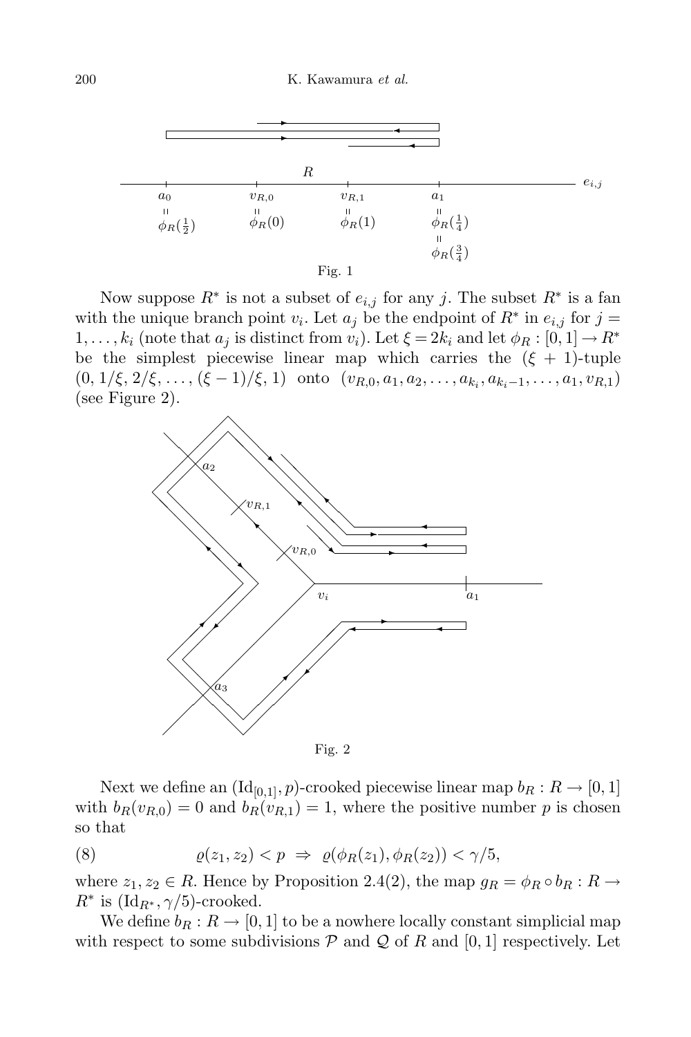Fig. 1

Now suppose $R^*$ is not a subset of $e_{i,j}$ for any $j$. The subset $R^*$ is a fan with the unique branch point $v_i$. Let $a_j$ be the endpoint of $R^*$ in $e_{i,j}$ for $j = 1, \ldots, k_i$ (note that $a_j$ is distinct from $v_i$). Let $\xi = 2k_i$ and let $\phi_R : [0,1] \to R^*$ be the simplest piecewise linear map which carries the $(\xi+1)$-tuple $(0, 1/\xi, 2/\xi, \ldots, (\xi-1)/\xi, 1)$ onto $(v_{R,0}, a_1, a_2, \ldots, a_{k_i}, a_{k_i-1}, \ldots, a_1, v_{R,1})$ (see Figure 2).

Fig. 2

Next we define an $(\mathrm{Id}_{[0,1]}, p)$-crooked piecewise linear map $b_R : R \to [0,1]$ with $b_R(v_{R,0}) = 0$ and $b_R(v_{R,1}) = 1$, where the positive number $p$ is chosen so that

$$\varrho(z_1, z_2) < p \ \Rightarrow\ \varrho(\phi_R(z_1), \phi_R(z_2)) < \gamma/5, \tag{8}$$

where $z_1, z_2 \in R$. Hence by Proposition 2.4(2), the map $g_R = \phi_R \circ b_R : R \to R^*$ is $(\mathrm{Id}_{R^*}, \gamma/5)$-crooked.

We define $b_R : R \to [0,1]$ to be a nowhere locally constant simplicial map with respect to some subdivisions $\mathcal{P}$ and $\mathcal{Q}$ of $R$ and $[0,1]$ respectively. Let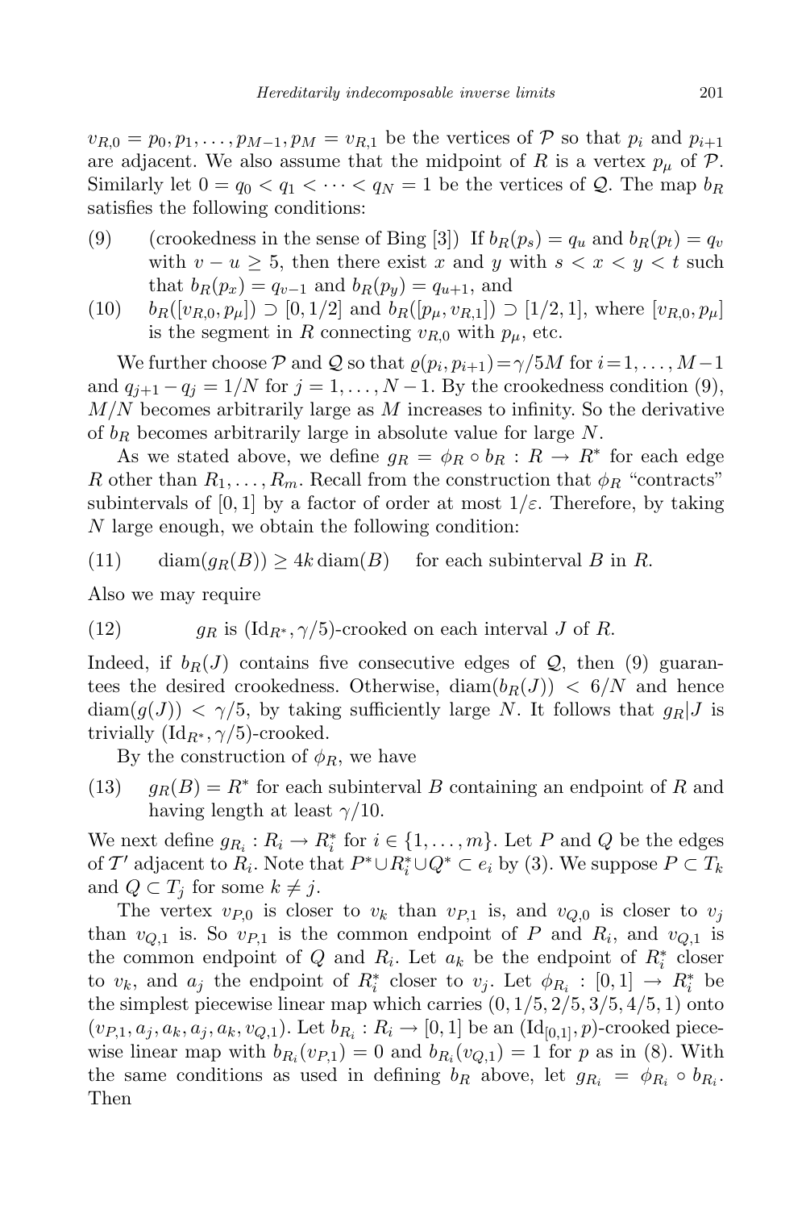$v_{R,0} = p_0, p_1, \ldots, p_{M-1}, p_M = v_{R,1}$ be the vertices of $\mathcal{P}$ so that $p_i$ and $p_{i+1}$ are adjacent. We also assume that the midpoint of $R$ is a vertex $p_\mu$ of $\mathcal{P}$. Similarly let $0 = q_0 < q_1 < \cdots < q_N = 1$ be the vertices of $\mathcal{Q}$. The map $b_R$ satisfies the following conditions:

(9) (crookedness in the sense of Bing [3]) If $b_R(p_s) = q_u$ and $b_R(p_t) = q_v$ with $v - u \geq 5$, then there exist $x$ and $y$ with $s < x < y < t$ such that $b_R(p_x) = q_{v-1}$ and $b_R(p_y) = q_{u+1}$, and

(10) $b_R([v_{R,0}, p_\mu]) \supset [0, 1/2]$ and $b_R([p_\mu, v_{R,1}]) \supset [1/2, 1]$, where $[v_{R,0}, p_\mu]$ is the segment in $R$ connecting $v_{R,0}$ with $p_\mu$, etc.

We further choose $\mathcal{P}$ and $\mathcal{Q}$ so that $\varrho(p_i, p_{i+1}) = \gamma/5M$ for $i = 1, \ldots, M-1$ and $q_{j+1} - q_j = 1/N$ for $j = 1, \ldots, N-1$. By the crookedness condition (9), $M/N$ becomes arbitrarily large as $M$ increases to infinity. So the derivative of $b_R$ becomes arbitrarily large in absolute value for large $N$.

As we stated above, we define $g_R = \phi_R \circ b_R : R \to R^*$ for each edge $R$ other than $R_1, \ldots, R_m$. Recall from the construction that $\phi_R$ "contracts" subintervals of $[0,1]$ by a factor of order at most $1/\varepsilon$. Therefore, by taking $N$ large enough, we obtain the following condition:

(11) $\operatorname{diam}(g_R(B)) \geq 4k \operatorname{diam}(B)$ for each subinterval $B$ in $R$.

Also we may require

(12) $g_R$ is $(\mathrm{Id}_{R^*}, \gamma/5)$-crooked on each interval $J$ of $R$.

Indeed, if $b_R(J)$ contains five consecutive edges of $\mathcal{Q}$, then (9) guarantees the desired crookedness. Otherwise, $\operatorname{diam}(b_R(J)) < 6/N$ and hence $\operatorname{diam}(g(J)) < \gamma/5$, by taking sufficiently large $N$. It follows that $g_R|J$ is trivially $(\mathrm{Id}_{R^*}, \gamma/5)$-crooked.

By the construction of $\phi_R$, we have

(13) $g_R(B) = R^*$ for each subinterval $B$ containing an endpoint of $R$ and having length at least $\gamma/10$.

We next define $g_{R_i} : R_i \to R_i^*$ for $i \in \{1, \ldots, m\}$. Let $P$ and $Q$ be the edges of $\mathcal{T}'$ adjacent to $R_i$. Note that $P^* \cup R_i^* \cup Q^* \subset e_i$ by (3). We suppose $P \subset T_k$ and $Q \subset T_j$ for some $k \neq j$.

The vertex $v_{P,0}$ is closer to $v_k$ than $v_{P,1}$ is, and $v_{Q,0}$ is closer to $v_j$ than $v_{Q,1}$ is. So $v_{P,1}$ is the common endpoint of $P$ and $R_i$, and $v_{Q,1}$ is the common endpoint of $Q$ and $R_i$. Let $a_k$ be the endpoint of $R_i^*$ closer to $v_k$, and $a_j$ the endpoint of $R_i^*$ closer to $v_j$. Let $\phi_{R_i} : [0,1] \to R_i^*$ be the simplest piecewise linear map which carries $(0, 1/5, 2/5, 3/5, 4/5, 1)$ onto $(v_{P,1}, a_j, a_k, a_j, a_k, v_{Q,1})$. Let $b_{R_i} : R_i \to [0,1]$ be an $(\mathrm{Id}_{[0,1]}, p)$-crooked piecewise linear map with $b_{R_i}(v_{P,1}) = 0$ and $b_{R_i}(v_{Q,1}) = 1$ for $p$ as in (8). With the same conditions as used in defining $b_R$ above, let $g_{R_i} = \phi_{R_i} \circ b_{R_i}$. Then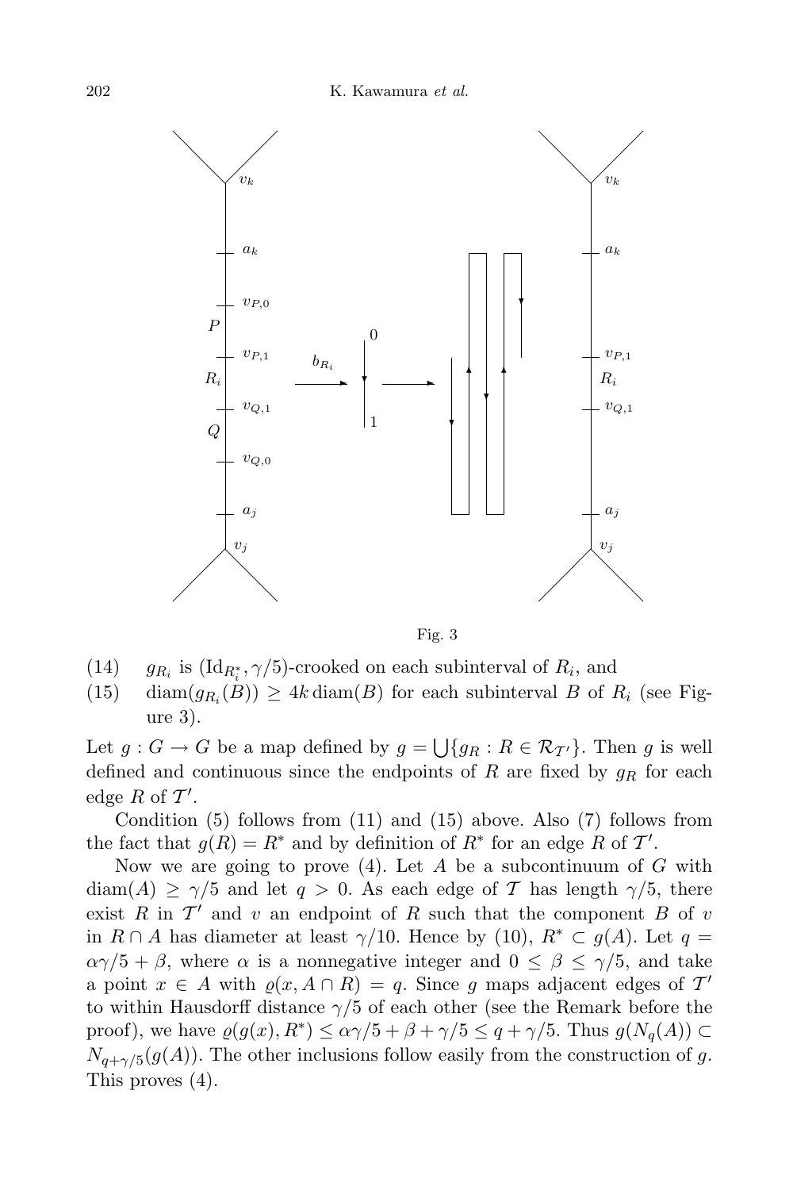Fig. 3

(14) $g_{R_i}$ is $(\mathrm{Id}_{R_i^*}, \gamma/5)$-crooked on each subinterval of $R_i$, and

(15) $\operatorname{diam}(g_{R_i}(B)) \geq 4k \operatorname{diam}(B)$ for each subinterval $B$ of $R_i$ (see Figure 3).

Let $g : G \to G$ be a map defined by $g = \bigcup\{g_R : R \in \mathcal{R}_{\mathcal{T}'}\}$. Then $g$ is well defined and continuous since the endpoints of $R$ are fixed by $g_R$ for each edge $R$ of $\mathcal{T}'$.

Condition (5) follows from (11) and (15) above. Also (7) follows from the fact that $g(R) = R^*$ and by definition of $R^*$ for an edge $R$ of $\mathcal{T}'$.

Now we are going to prove (4). Let $A$ be a subcontinuum of $G$ with $\operatorname{diam}(A) \geq \gamma/5$ and let $q > 0$. As each edge of $\mathcal{T}$ has length $\gamma/5$, there exist $R$ in $\mathcal{T}'$ and $v$ an endpoint of $R$ such that the component $B$ of $v$ in $R \cap A$ has diameter at least $\gamma/10$. Hence by (10), $R^* \subset g(A)$. Let $q = \alpha\gamma/5 + \beta$, where $\alpha$ is a nonnegative integer and $0 \leq \beta \leq \gamma/5$, and take a point $x \in A$ with $\varrho(x, A \cap R) = q$. Since $g$ maps adjacent edges of $\mathcal{T}'$ to within Hausdorff distance $\gamma/5$ of each other (see the Remark before the proof), we have $\varrho(g(x), R^*) \leq \alpha\gamma/5 + \beta + \gamma/5 \leq q + \gamma/5$. Thus $g(N_q(A)) \subset N_{q+\gamma/5}(g(A))$. The other inclusions follow easily from the construction of $g$. This proves (4).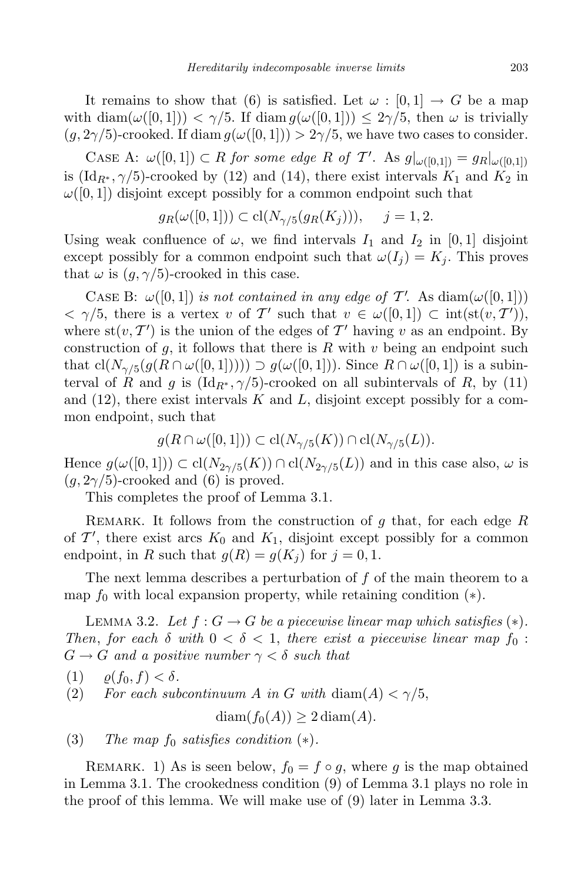It remains to show that (6) is satisfied. Let $\omega : [0,1] \to G$ be a map with $\operatorname{diam}(\omega([0,1])) < \gamma/5$. If $\operatorname{diam} g(\omega([0,1])) \le 2\gamma/5$, then $\omega$ is trivially $(g, 2\gamma/5)$-crooked. If $\operatorname{diam} g(\omega([0,1])) > 2\gamma/5$, we have two cases to consider.

Case A: *$\omega([0,1]) \subset R$ for some edge $R$ of $\mathcal{T}'$.* As $g|_{\omega([0,1])} = g_R|_{\omega([0,1])}$ is $(\mathrm{Id}_{R^*}, \gamma/5)$-crooked by (12) and (14), there exist intervals $K_1$ and $K_2$ in $\omega([0,1])$ disjoint except possibly for a common endpoint such that

$$g_R(\omega([0,1])) \subset \operatorname{cl}(N_{\gamma/5}(g_R(K_j))), \quad j = 1, 2.$$

Using weak confluence of $\omega$, we find intervals $I_1$ and $I_2$ in $[0,1]$ disjoint except possibly for a common endpoint such that $\omega(I_j) = K_j$. This proves that $\omega$ is $(g, \gamma/5)$-crooked in this case.

Case B: *$\omega([0,1])$ is not contained in any edge of $\mathcal{T}'$.* As $\operatorname{diam}(\omega([0,1])) < \gamma/5$, there is a vertex $v$ of $\mathcal{T}'$ such that $v \in \omega([0,1]) \subset \operatorname{int}(\operatorname{st}(v, \mathcal{T}'))$, where $\operatorname{st}(v, \mathcal{T}')$ is the union of the edges of $\mathcal{T}'$ having $v$ as an endpoint. By construction of $g$, it follows that there is $R$ with $v$ being an endpoint such that $\operatorname{cl}(N_{\gamma/5}(g(R \cap \omega([0,1])))) \supset g(\omega([0,1]))$. Since $R \cap \omega([0,1])$ is a subinterval of $R$ and $g$ is $(\mathrm{Id}_{R^*}, \gamma/5)$-crooked on all subintervals of $R$, by (11) and (12), there exist intervals $K$ and $L$, disjoint except possibly for a common endpoint, such that

$$g(R \cap \omega([0,1])) \subset \operatorname{cl}(N_{\gamma/5}(K)) \cap \operatorname{cl}(N_{\gamma/5}(L)).$$

Hence $g(\omega([0,1])) \subset \operatorname{cl}(N_{2\gamma/5}(K)) \cap \operatorname{cl}(N_{2\gamma/5}(L))$ and in this case also, $\omega$ is $(g, 2\gamma/5)$-crooked and (6) is proved.

This completes the proof of Lemma 3.1.

Remark. It follows from the construction of $g$ that, for each edge $R$ of $\mathcal{T}'$, there exist arcs $K_0$ and $K_1$, disjoint except possibly for a common endpoint, in $R$ such that $g(R) = g(K_j)$ for $j = 0, 1$.

The next lemma describes a perturbation of $f$ of the main theorem to a map $f_0$ with local expansion property, while retaining condition $(*)$.

Lemma 3.2. *Let $f : G \to G$ be a piecewise linear map which satisfies $(*)$. Then, for each $\delta$ with $0 < \delta < 1$, there exist a piecewise linear map $f_0 : G \to G$ and a positive number $\gamma < \delta$ such that*

(1) $\varrho(f_0, f) < \delta$.

(2) *For each subcontinuum $A$ in $G$ with $\operatorname{diam}(A) < \gamma/5$,*

$$\operatorname{diam}(f_0(A)) \ge 2 \operatorname{diam}(A).$$

(3) *The map $f_0$ satisfies condition $(*)$.*

Remark. 1) As is seen below, $f_0 = f \circ g$, where $g$ is the map obtained in Lemma 3.1. The crookedness condition (9) of Lemma 3.1 plays no role in the proof of this lemma. We will make use of (9) later in Lemma 3.3.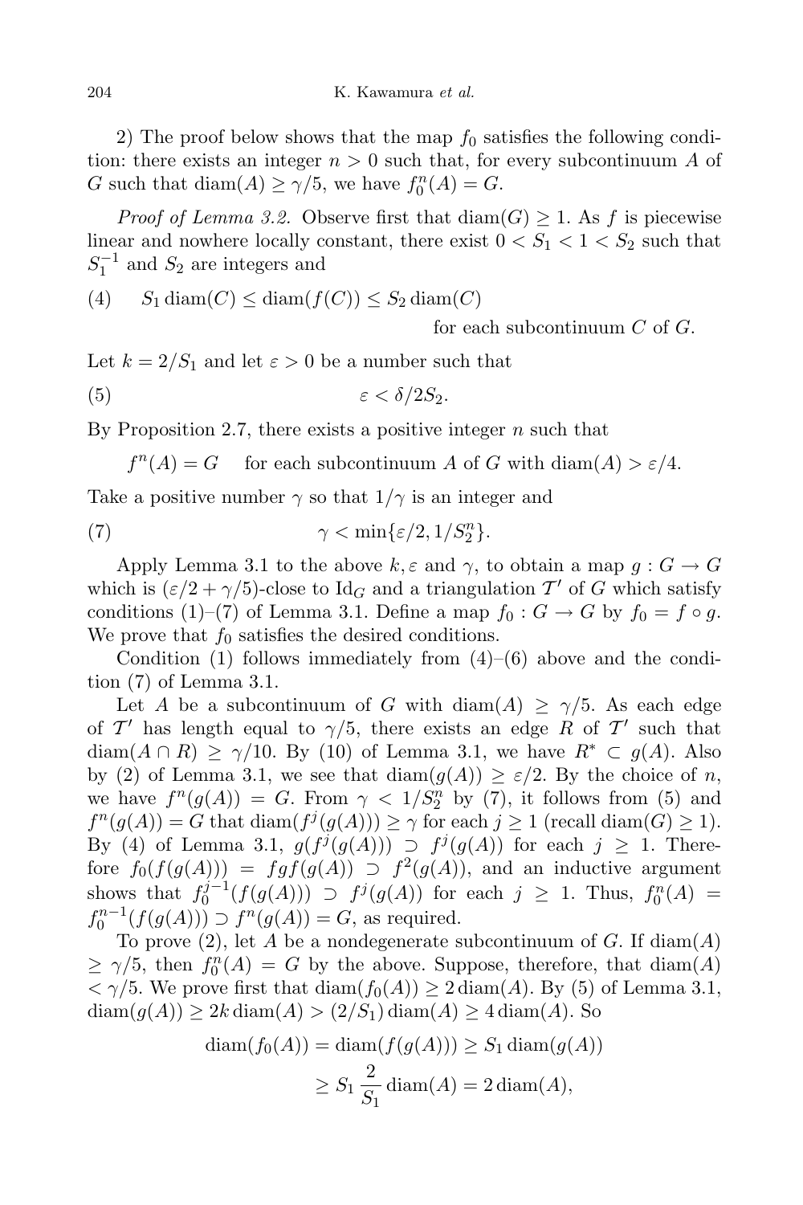2) The proof below shows that the map $f_0$ satisfies the following condition: there exists an integer $n > 0$ such that, for every subcontinuum $A$ of $G$ such that $\operatorname{diam}(A) \geq \gamma/5$, we have $f_0^n(A) = G$.

*Proof of Lemma 3.2.* Observe first that $\operatorname{diam}(G) \geq 1$. As $f$ is piecewise linear and nowhere locally constant, there exist $0 < S_1 < 1 < S_2$ such that $S_1^{-1}$ and $S_2$ are integers and

$$
(4) \qquad S_1 \operatorname{diam}(C) \leq \operatorname{diam}(f(C)) \leq S_2 \operatorname{diam}(C) \quad \text{for each subcontinuum } C \text{ of } G.
$$

Let $k = 2/S_1$ and let $\varepsilon > 0$ be a number such that

$$
(5) \qquad \varepsilon < \delta/2S_2.
$$

By Proposition 2.7, there exists a positive integer $n$ such that

$$
f^n(A) = G \quad \text{for each subcontinuum } A \text{ of } G \text{ with } \operatorname{diam}(A) > \varepsilon/4.
$$

Take a positive number $\gamma$ so that $1/\gamma$ is an integer and

$$
(7) \qquad \gamma < \min\{\varepsilon/2, 1/S_2^n\}.
$$

Apply Lemma 3.1 to the above $k, \varepsilon$ and $\gamma$, to obtain a map $g : G \to G$ which is $(\varepsilon/2 + \gamma/5)$-close to $\mathrm{Id}_G$ and a triangulation $\mathcal{T}'$ of $G$ which satisfy conditions (1)–(7) of Lemma 3.1. Define a map $f_0 : G \to G$ by $f_0 = f \circ g$. We prove that $f_0$ satisfies the desired conditions.

Condition (1) follows immediately from (4)–(6) above and the condition (7) of Lemma 3.1.

Let $A$ be a subcontinuum of $G$ with $\operatorname{diam}(A) \geq \gamma/5$. As each edge of $\mathcal{T}'$ has length equal to $\gamma/5$, there exists an edge $R$ of $\mathcal{T}'$ such that $\operatorname{diam}(A \cap R) \geq \gamma/10$. By (10) of Lemma 3.1, we have $R^* \subset g(A)$. Also by (2) of Lemma 3.1, we see that $\operatorname{diam}(g(A)) \geq \varepsilon/2$. By the choice of $n$, we have $f^n(g(A)) = G$. From $\gamma < 1/S_2^n$ by (7), it follows from (5) and $f^n(g(A)) = G$ that $\operatorname{diam}(f^j(g(A))) \geq \gamma$ for each $j \geq 1$ (recall $\operatorname{diam}(G) \geq 1$). By (4) of Lemma 3.1, $g(f^j(g(A))) \supset f^j(g(A))$ for each $j \geq 1$. Therefore $f_0(f(g(A))) = fgf(g(A)) \supset f^2(g(A))$, and an inductive argument shows that $f_0^{j-1}(f(g(A))) \supset f^j(g(A))$ for each $j \geq 1$. Thus, $f_0^n(A) = f_0^{n-1}(f(g(A))) \supset f^n(g(A)) = G$, as required.

To prove (2), let $A$ be a nondegenerate subcontinuum of $G$. If $\operatorname{diam}(A) \geq \gamma/5$, then $f_0^n(A) = G$ by the above. Suppose, therefore, that $\operatorname{diam}(A) < \gamma/5$. We prove first that $\operatorname{diam}(f_0(A)) \geq 2\operatorname{diam}(A)$. By (5) of Lemma 3.1, $\operatorname{diam}(g(A)) \geq 2k \operatorname{diam}(A) > (2/S_1)\operatorname{diam}(A) \geq 4 \operatorname{diam}(A)$. So

$$
\begin{aligned}
\operatorname{diam}(f_0(A)) = \operatorname{diam}(f(g(A))) &\geq S_1 \operatorname{diam}(g(A)) \\
&\geq S_1 \frac{2}{S_1} \operatorname{diam}(A) = 2\operatorname{diam}(A),
\end{aligned}
$$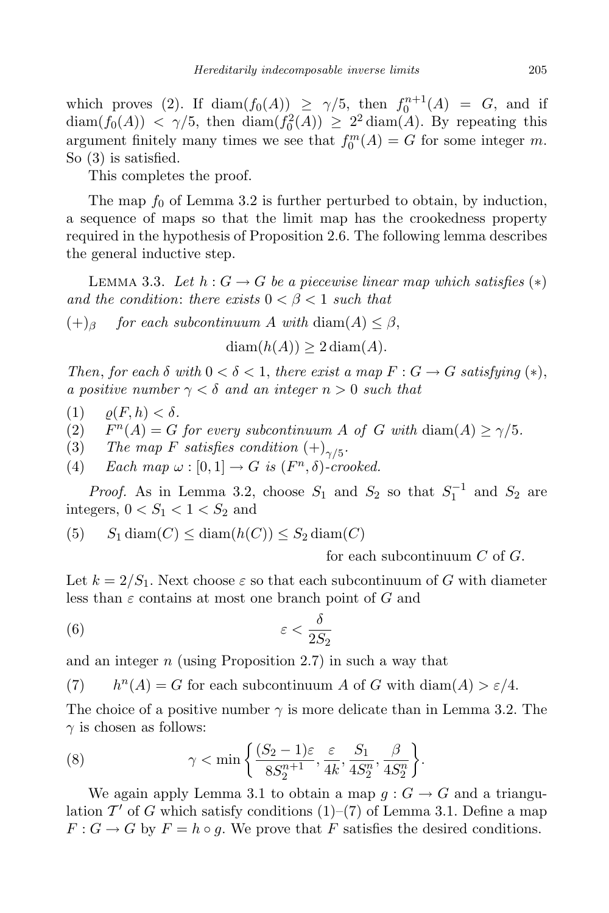which proves (2). If $\operatorname{diam}(f_0(A)) \geq \gamma/5$, then $f_0^{n+1}(A) = G$, and if $\operatorname{diam}(f_0(A)) < \gamma/5$, then $\operatorname{diam}(f_0^2(A)) \geq 2^2 \operatorname{diam}(A)$. By repeating this argument finitely many times we see that $f_0^m(A) = G$ for some integer $m$. So (3) is satisfied.

This completes the proof.

The map $f_0$ of Lemma 3.2 is further perturbed to obtain, by induction, a sequence of maps so that the limit map has the crookedness property required in the hypothesis of Proposition 2.6. The following lemma describes the general inductive step.

Lemma 3.3. *Let $h : G \to G$ be a piecewise linear map which satisfies $(*)$ and the condition: there exists $0 < \beta < 1$ such that*

$(+)_\beta$ *for each subcontinuum $A$ with* $\operatorname{diam}(A) \leq \beta$,

$$\operatorname{diam}(h(A)) \geq 2 \operatorname{diam}(A).$$

*Then, for each $\delta$ with $0 < \delta < 1$, there exist a map $F : G \to G$ satisfying $(*)$, a positive number $\gamma < \delta$ and an integer $n > 0$ such that*

(1) $\varrho(F, h) < \delta$.

(2) *$F^n(A) = G$ for every subcontinuum $A$ of $G$ with* $\operatorname{diam}(A) \geq \gamma/5$.

(3) *The map $F$ satisfies condition $(+)_{\gamma/5}$.*

(4) *Each map $\omega : [0,1] \to G$ is $(F^n, \delta)$-crooked.*

*Proof.* As in Lemma 3.2, choose $S_1$ and $S_2$ so that $S_1^{-1}$ and $S_2$ are integers, $0 < S_1 < 1 < S_2$ and

(5) $S_1 \operatorname{diam}(C) \leq \operatorname{diam}(h(C)) \leq S_2 \operatorname{diam}(C)$ for each subcontinuum $C$ of $G$.

Let $k = 2/S_1$. Next choose $\varepsilon$ so that each subcontinuum of $G$ with diameter less than $\varepsilon$ contains at most one branch point of $G$ and

$$\varepsilon < \frac{\delta}{2S_2} \tag{6}$$

and an integer $n$ (using Proposition 2.7) in such a way that

(7) $h^n(A) = G$ for each subcontinuum $A$ of $G$ with $\operatorname{diam}(A) > \varepsilon/4$.

The choice of a positive number $\gamma$ is more delicate than in Lemma 3.2. The $\gamma$ is chosen as follows:

$$\gamma < \min\left\{\frac{(S_2-1)\varepsilon}{8S_2^{n+1}}, \frac{\varepsilon}{4k}, \frac{S_1}{4S_2^n}, \frac{\beta}{4S_2^n}\right\}. \tag{8}$$

We again apply Lemma 3.1 to obtain a map $g : G \to G$ and a triangulation $\mathcal{T}'$ of $G$ which satisfy conditions (1)–(7) of Lemma 3.1. Define a map $F : G \to G$ by $F = h \circ g$. We prove that $F$ satisfies the desired conditions.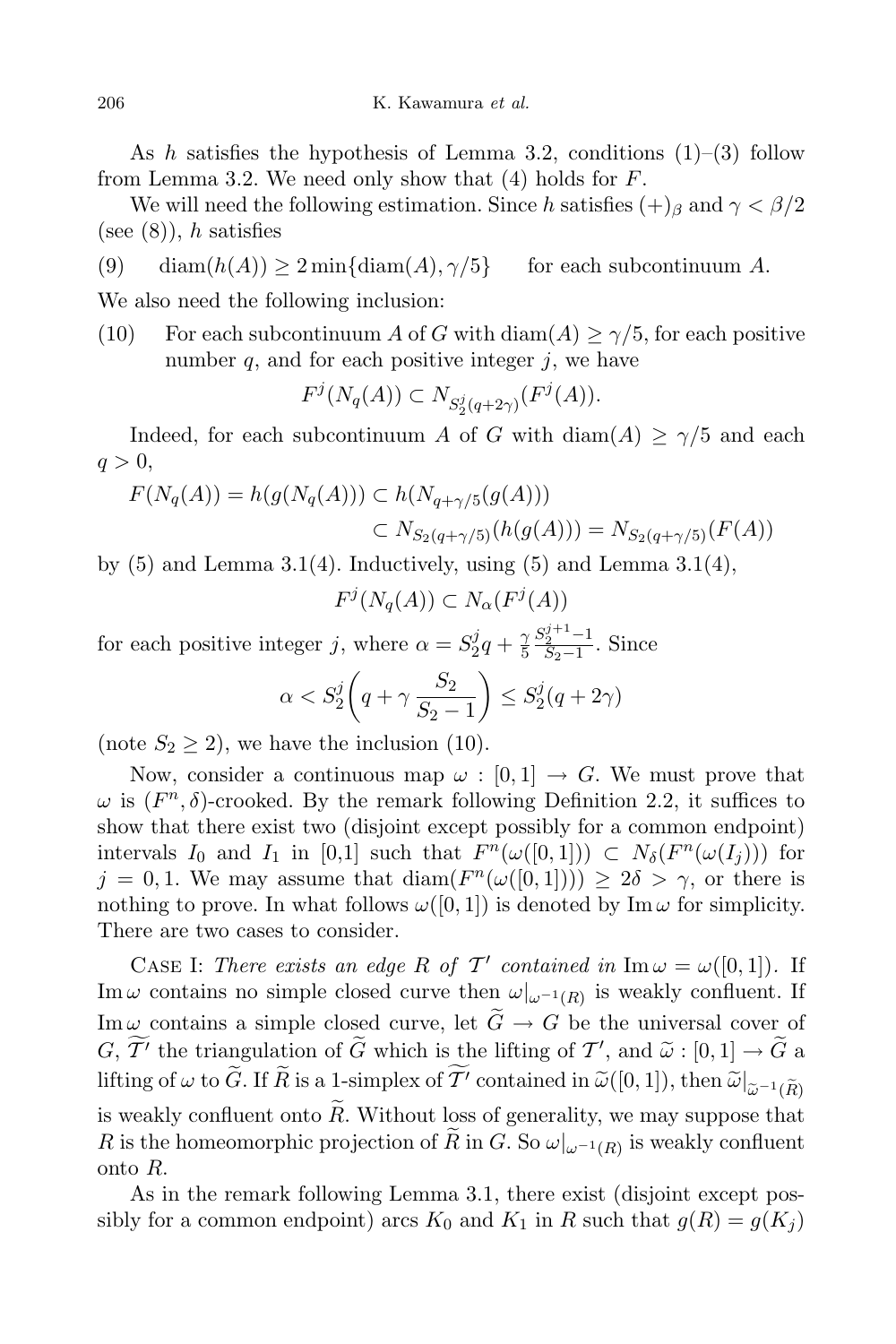As $h$ satisfies the hypothesis of Lemma 3.2, conditions (1)–(3) follow from Lemma 3.2. We need only show that (4) holds for $F$.

We will need the following estimation. Since $h$ satisfies $(+)_\beta$ and $\gamma < \beta/2$ (see (8)), $h$ satisfies

(9) $\quad \operatorname{diam}(h(A)) \geq 2\min\{\operatorname{diam}(A), \gamma/5\}$ $\quad$ for each subcontinuum $A$.

We also need the following inclusion:

(10) For each subcontinuum $A$ of $G$ with $\operatorname{diam}(A) \geq \gamma/5$, for each positive number $q$, and for each positive integer $j$, we have
$$F^j(N_q(A)) \subset N_{S_2^j(q+2\gamma)}(F^j(A)).$$

Indeed, for each subcontinuum $A$ of $G$ with $\operatorname{diam}(A) \geq \gamma/5$ and each $q > 0$,

$$\begin{aligned}F(N_q(A)) = h(g(N_q(A))) &\subset h(N_{q+\gamma/5}(g(A))) \\ &\subset N_{S_2(q+\gamma/5)}(h(g(A))) = N_{S_2(q+\gamma/5)}(F(A))\end{aligned}$$

by (5) and Lemma 3.1(4). Inductively, using (5) and Lemma 3.1(4),

$$F^j(N_q(A)) \subset N_\alpha(F^j(A))$$

for each positive integer $j$, where $\alpha = S_2^j q + \frac{\gamma}{5}\frac{S_2^{j+1}-1}{S_2-1}$. Since

$$\alpha < S_2^j\left(q + \gamma\,\frac{S_2}{S_2-1}\right) \leq S_2^j(q+2\gamma)$$

(note $S_2 \geq 2$), we have the inclusion (10).

Now, consider a continuous map $\omega : [0,1] \to G$. We must prove that $\omega$ is $(F^n,\delta)$-crooked. By the remark following Definition 2.2, it suffices to show that there exist two (disjoint except possibly for a common endpoint) intervals $I_0$ and $I_1$ in $[0,1]$ such that $F^n(\omega([0,1])) \subset N_\delta(F^n(\omega(I_j)))$ for $j = 0,1$. We may assume that $\operatorname{diam}(F^n(\omega([0,1]))) \geq 2\delta > \gamma$, or there is nothing to prove. In what follows $\omega([0,1])$ is denoted by $\operatorname{Im}\omega$ for simplicity. There are two cases to consider.

Case I: *There exists an edge $R$ of $\mathcal{T}'$ contained in* $\operatorname{Im}\omega = \omega([0,1])$. If $\operatorname{Im}\omega$ contains no simple closed curve then $\omega|_{\omega^{-1}(R)}$ is weakly confluent. If $\operatorname{Im}\omega$ contains a simple closed curve, let $\widetilde{G} \to G$ be the universal cover of $G$, $\widetilde{\mathcal{T}'}$ the triangulation of $\widetilde{G}$ which is the lifting of $\mathcal{T}'$, and $\widetilde{\omega} : [0,1] \to \widetilde{G}$ a lifting of $\omega$ to $\widetilde{G}$. If $\widetilde{R}$ is a 1-simplex of $\widetilde{\mathcal{T}'}$ contained in $\widetilde{\omega}([0,1])$, then $\widetilde{\omega}|_{\widetilde{\omega}^{-1}(\widetilde{R})}$ is weakly confluent onto $\widetilde{R}$. Without loss of generality, we may suppose that $R$ is the homeomorphic projection of $\widetilde{R}$ in $G$. So $\omega|_{\omega^{-1}(R)}$ is weakly confluent onto $R$.

As in the remark following Lemma 3.1, there exist (disjoint except possibly for a common endpoint) arcs $K_0$ and $K_1$ in $R$ such that $g(R) = g(K_j)$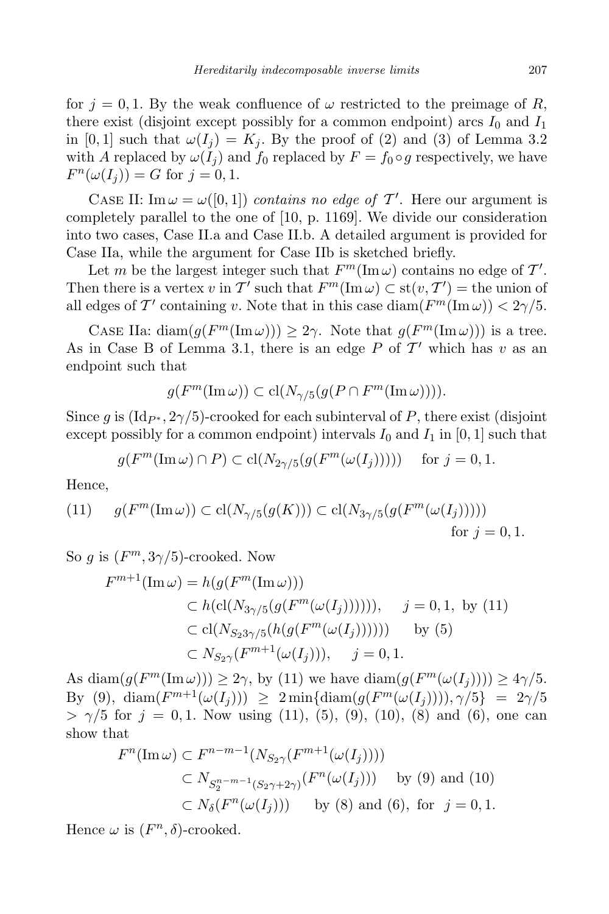for $j = 0, 1$. By the weak confluence of $\omega$ restricted to the preimage of $R$, there exist (disjoint except possibly for a common endpoint) arcs $I_0$ and $I_1$ in $[0,1]$ such that $\omega(I_j) = K_j$. By the proof of (2) and (3) of Lemma 3.2 with $A$ replaced by $\omega(I_j)$ and $f_0$ replaced by $F = f_0 \circ g$ respectively, we have $F^n(\omega(I_j)) = G$ for $j = 0, 1$.

Case II: $\operatorname{Im} \omega = \omega([0,1])$ *contains no edge of* $\mathcal{T}'$. Here our argument is completely parallel to the one of [10, p. 1169]. We divide our consideration into two cases, Case II.a and Case II.b. A detailed argument is provided for Case IIa, while the argument for Case IIb is sketched briefly.

Let $m$ be the largest integer such that $F^m(\operatorname{Im} \omega)$ contains no edge of $\mathcal{T}'$. Then there is a vertex $v$ in $\mathcal{T}'$ such that $F^m(\operatorname{Im} \omega) \subset \operatorname{st}(v, \mathcal{T}')$ = the union of all edges of $\mathcal{T}'$ containing $v$. Note that in this case $\operatorname{diam}(F^m(\operatorname{Im} \omega)) < 2\gamma/5$.

Case IIa: $\operatorname{diam}(g(F^m(\operatorname{Im} \omega))) \geq 2\gamma$. Note that $g(F^m(\operatorname{Im} \omega)))$ is a tree. As in Case B of Lemma 3.1, there is an edge $P$ of $\mathcal{T}'$ which has $v$ as an endpoint such that

$$g(F^m(\operatorname{Im} \omega)) \subset \operatorname{cl}(N_{\gamma/5}(g(P \cap F^m(\operatorname{Im} \omega)))).$$

Since $g$ is $(\mathrm{Id}_{P^*}, 2\gamma/5)$-crooked for each subinterval of $P$, there exist (disjoint except possibly for a common endpoint) intervals $I_0$ and $I_1$ in $[0,1]$ such that

$$g(F^m(\operatorname{Im} \omega) \cap P) \subset \operatorname{cl}(N_{2\gamma/5}(g(F^m(\omega(I_j))))) \quad \text{for } j = 0, 1.$$

Hence,

$$g(F^m(\operatorname{Im} \omega)) \subset \operatorname{cl}(N_{\gamma/5}(g(K))) \subset \operatorname{cl}(N_{3\gamma/5}(g(F^m(\omega(I_j))))) \quad \text{for } j = 0, 1. \tag{11}$$

So $g$ is $(F^m, 3\gamma/5)$-crooked. Now

$$\begin{aligned}
F^{m+1}(\operatorname{Im} \omega) &= h(g(F^m(\operatorname{Im} \omega))) \\
&\subset h(\operatorname{cl}(N_{3\gamma/5}(g(F^m(\omega(I_j)))))), \quad j = 0, 1, \text{ by (11)} \\
&\subset \operatorname{cl}(N_{S_2 3\gamma/5}(h(g(F^m(\omega(I_j)))))) \quad \text{by (5)} \\
&\subset N_{S_2 \gamma}(F^{m+1}(\omega(I_j))), \quad j = 0, 1.
\end{aligned}$$

As $\operatorname{diam}(g(F^m(\operatorname{Im} \omega))) \geq 2\gamma$, by (11) we have $\operatorname{diam}(g(F^m(\omega(I_j)))) \geq 4\gamma/5$. By (9), $\operatorname{diam}(F^{m+1}(\omega(I_j))) \geq 2 \min\{\operatorname{diam}(g(F^m(\omega(I_j)))), \gamma/5\} = 2\gamma/5 > \gamma/5$ for $j = 0, 1$. Now using (11), (5), (9), (10), (8) and (6), one can show that

$$\begin{aligned}
F^n(\operatorname{Im} \omega) &\subset F^{n-m-1}(N_{S_2 \gamma}(F^{m+1}(\omega(I_j)))) \\
&\subset N_{S_2^{n-m-1}(S_2 \gamma + 2\gamma)}(F^n(\omega(I_j))) \quad \text{by (9) and (10)} \\
&\subset N_\delta(F^n(\omega(I_j))) \quad \text{by (8) and (6), for } j = 0, 1.
\end{aligned}$$

Hence $\omega$ is $(F^n, \delta)$-crooked.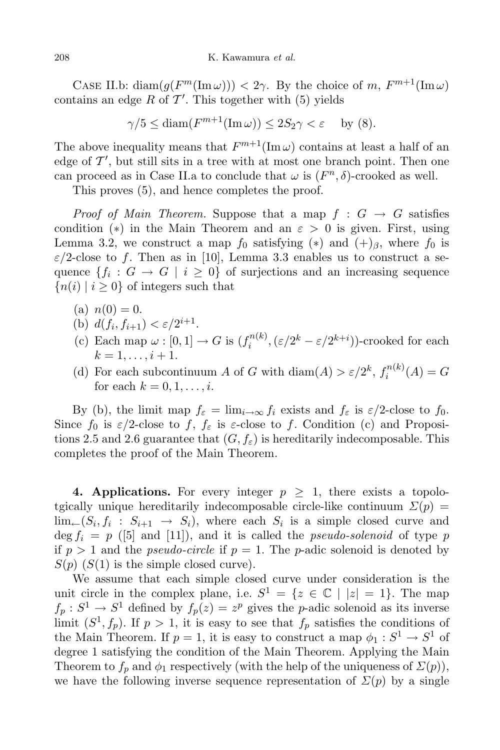Case II.b: $\operatorname{diam}(g(F^m(\operatorname{Im}\omega))) < 2\gamma$. By the choice of $m$, $F^{m+1}(\operatorname{Im}\omega)$ contains an edge $R$ of $\mathcal{T}'$. This together with (5) yields

$$\gamma/5 \le \operatorname{diam}(F^{m+1}(\operatorname{Im}\omega)) \le 2S_2\gamma < \varepsilon \quad \text{by (8).}$$

The above inequality means that $F^{m+1}(\operatorname{Im}\omega)$ contains at least a half of an edge of $\mathcal{T}'$, but still sits in a tree with at most one branch point. Then one can proceed as in Case II.a to conclude that $\omega$ is $(F^n, \delta)$-crooked as well.

This proves (5), and hence completes the proof.

*Proof of Main Theorem.* Suppose that a map $f : G \to G$ satisfies condition $(*)$ in the Main Theorem and an $\varepsilon > 0$ is given. First, using Lemma 3.2, we construct a map $f_0$ satisfying $(*)$ and $(+)_\beta$, where $f_0$ is $\varepsilon/2$-close to $f$. Then as in [10], Lemma 3.3 enables us to construct a sequence $\{f_i : G \to G \mid i \ge 0\}$ of surjections and an increasing sequence $\{n(i) \mid i \ge 0\}$ of integers such that

(a) $n(0) = 0$.
(b) $d(f_i, f_{i+1}) < \varepsilon/2^{i+1}$.
(c) Each map $\omega : [0,1] \to G$ is $(f_i^{n(k)}, (\varepsilon/2^k - \varepsilon/2^{k+i}))$-crooked for each $k = 1, \ldots, i+1$.
(d) For each subcontinuum $A$ of $G$ with $\operatorname{diam}(A) > \varepsilon/2^k$, $f_i^{n(k)}(A) = G$ for each $k = 0, 1, \ldots, i$.

By (b), the limit map $f_\varepsilon = \lim_{i\to\infty} f_i$ exists and $f_\varepsilon$ is $\varepsilon/2$-close to $f_0$. Since $f_0$ is $\varepsilon/2$-close to $f$, $f_\varepsilon$ is $\varepsilon$-close to $f$. Condition (c) and Propositions 2.5 and 2.6 guarantee that $(G, f_\varepsilon)$ is hereditarily indecomposable. This completes the proof of the Main Theorem.

**4. Applications.** For every integer $p \ge 1$, there exists a topolotgically unique hereditarily indecomposable circle-like continuum $\Sigma(p) = \lim_{\leftarrow}(S_i, f_i : S_{i+1} \to S_i)$, where each $S_i$ is a simple closed curve and $\deg f_i = p$ ([5] and [11]), and it is called the *pseudo-solenoid* of type $p$ if $p > 1$ and the *pseudo-circle* if $p = 1$. The $p$-adic solenoid is denoted by $S(p)$ ($S(1)$ is the simple closed curve).

We assume that each simple closed curve under consideration is the unit circle in the complex plane, i.e. $S^1 = \{z \in \mathbb{C} \mid |z| = 1\}$. The map $f_p : S^1 \to S^1$ defined by $f_p(z) = z^p$ gives the $p$-adic solenoid as its inverse limit $(S^1, f_p)$. If $p > 1$, it is easy to see that $f_p$ satisfies the conditions of the Main Theorem. If $p = 1$, it is easy to construct a map $\phi_1 : S^1 \to S^1$ of degree 1 satisfying the condition of the Main Theorem. Applying the Main Theorem to $f_p$ and $\phi_1$ respectively (with the help of the uniqueness of $\Sigma(p)$), we have the following inverse sequence representation of $\Sigma(p)$ by a single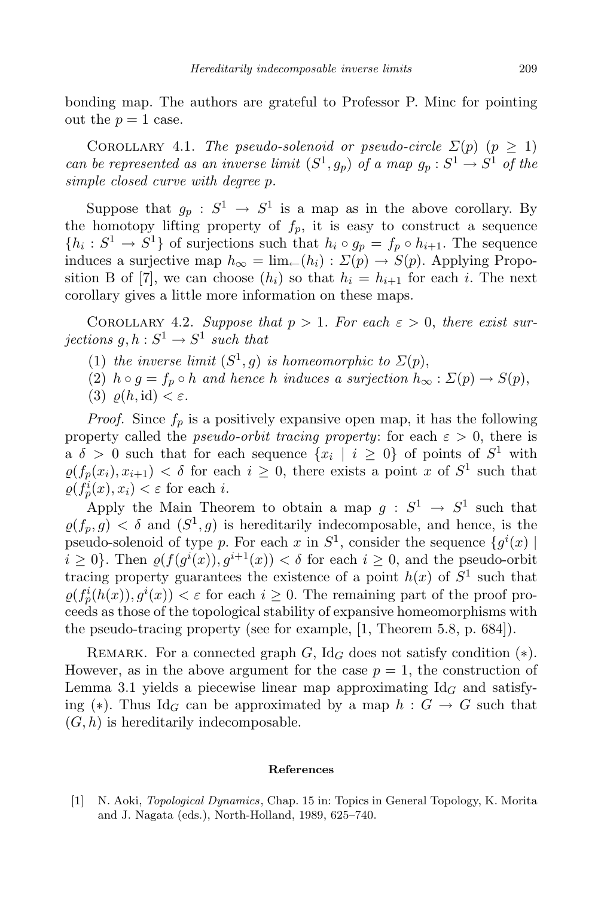bonding map. The authors are grateful to Professor P. Minc for pointing out the $p = 1$ case.

Corollary 4.1. *The pseudo-solenoid or pseudo-circle $\Sigma(p)$ ($p \geq 1$) can be represented as an inverse limit $(S^1, g_p)$ of a map $g_p : S^1 \to S^1$ of the simple closed curve with degree $p$.*

Suppose that $g_p : S^1 \to S^1$ is a map as in the above corollary. By the homotopy lifting property of $f_p$, it is easy to construct a sequence $\{h_i : S^1 \to S^1\}$ of surjections such that $h_i \circ g_p = f_p \circ h_{i+1}$. The sequence induces a surjective map $h_\infty = \lim_{\leftarrow}(h_i) : \Sigma(p) \to S(p)$. Applying Proposition B of [7], we can choose $(h_i)$ so that $h_i = h_{i+1}$ for each $i$. The next corollary gives a little more information on these maps.

Corollary 4.2. *Suppose that $p > 1$. For each $\varepsilon > 0$, there exist surjections $g, h : S^1 \to S^1$ such that*

(1) *the inverse limit $(S^1, g)$ is homeomorphic to $\Sigma(p)$,*
(2) *$h \circ g = f_p \circ h$ and hence $h$ induces a surjection $h_\infty : \Sigma(p) \to S(p)$,*
(3) *$\varrho(h, \mathrm{id}) < \varepsilon$.*

*Proof.* Since $f_p$ is a positively expansive open map, it has the following property called the *pseudo-orbit tracing property*: for each $\varepsilon > 0$, there is a $\delta > 0$ such that for each sequence $\{x_i \mid i \geq 0\}$ of points of $S^1$ with $\varrho(f_p(x_i), x_{i+1}) < \delta$ for each $i \geq 0$, there exists a point $x$ of $S^1$ such that $\varrho(f_p^i(x), x_i) < \varepsilon$ for each $i$.

Apply the Main Theorem to obtain a map $g : S^1 \to S^1$ such that $\varrho(f_p, g) < \delta$ and $(S^1, g)$ is hereditarily indecomposable, and hence, is the pseudo-solenoid of type $p$. For each $x$ in $S^1$, consider the sequence $\{g^i(x) \mid i \geq 0\}$. Then $\varrho(f(g^i(x)), g^{i+1}(x)) < \delta$ for each $i \geq 0$, and the pseudo-orbit tracing property guarantees the existence of a point $h(x)$ of $S^1$ such that $\varrho(f_p^i(h(x)), g^i(x)) < \varepsilon$ for each $i \geq 0$. The remaining part of the proof proceeds as those of the topological stability of expansive homeomorphisms with the pseudo-tracing property (see for example, [1, Theorem 5.8, p. 684]).

Remark. For a connected graph $G$, $\mathrm{Id}_G$ does not satisfy condition $(*)$. However, as in the above argument for the case $p = 1$, the construction of Lemma 3.1 yields a piecewise linear map approximating $\mathrm{Id}_G$ and satisfying $(*)$. Thus $\mathrm{Id}_G$ can be approximated by a map $h : G \to G$ such that $(G, h)$ is hereditarily indecomposable.

## References

[1] N. Aoki, *Topological Dynamics*, Chap. 15 in: Topics in General Topology, K. Morita and J. Nagata (eds.), North-Holland, 1989, 625–740.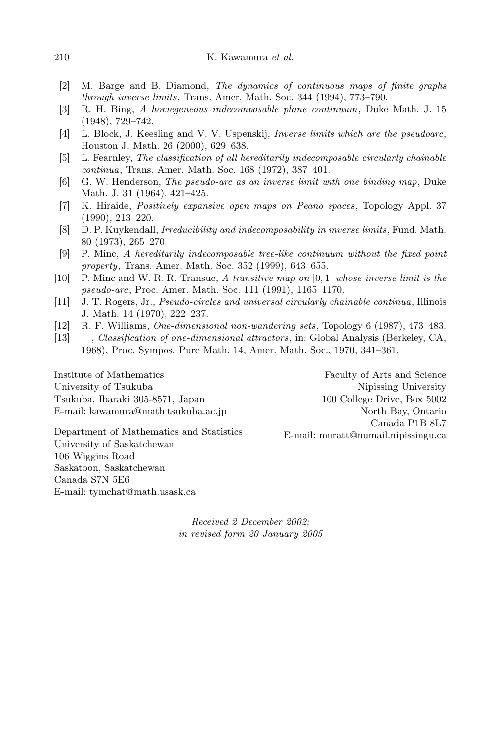[2] M. Barge and B. Diamond, *The dynamics of continuous maps of finite graphs through inverse limits*, Trans. Amer. Math. Soc. 344 (1994), 773–790.

[3] R. H. Bing, *A homegeneous indecomposable plane continuum*, Duke Math. J. 15 (1948), 729–742.

[4] L. Block, J. Keesling and V. V. Uspenskij, *Inverse limits which are the pseudoarc*, Houston J. Math. 26 (2000), 629–638.

[5] L. Fearnley, *The classification of all hereditarily indecomposable circularly chainable continua*, Trans. Amer. Math. Soc. 168 (1972), 387–401.

[6] G. W. Henderson, *The pseudo-arc as an inverse limit with one binding map*, Duke Math. J. 31 (1964), 421–425.

[7] K. Hiraide, *Positively expansive open maps on Peano spaces*, Topology Appl. 37 (1990), 213–220.

[8] D. P. Kuykendall, *Irreducibility and indecomposability in inverse limits*, Fund. Math. 80 (1973), 265–270.

[9] P. Minc, *A hereditarily indecomposable tree-like continuum without the fixed point property*, Trans. Amer. Math. Soc. 352 (1999), 643–655.

[10] P. Minc and W. R. R. Transue, *A transitive map on* $[0,1]$ *whose inverse limit is the pseudo-arc*, Proc. Amer. Math. Soc. 111 (1991), 1165–1170.

[11] J. T. Rogers, Jr., *Pseudo-circles and universal circularly chainable continua*, Illinois J. Math. 14 (1970), 222–237.

[12] R. F. Williams, *One-dimensional non-wandering sets*, Topology 6 (1987), 473–483.

[13] —, *Classification of one-dimensional attractors*, in: Global Analysis (Berkeley, CA, 1968), Proc. Sympos. Pure Math. 14, Amer. Math. Soc., 1970, 341–361.

Institute of Mathematics
University of Tsukuba
Tsukuba, Ibaraki 305-8571, Japan
E-mail: kawamura@math.tsukuba.ac.jp

Department of Mathematics and Statistics
University of Saskatchewan
106 Wiggins Road
Saskatoon, Saskatchewan
Canada S7N 5E6
E-mail: tymchat@math.usask.ca

Faculty of Arts and Science
Nipissing University
100 College Drive, Box 5002
North Bay, Ontario
Canada P1B 8L7
E-mail: muratt@numail.nipissingu.ca

*Received 2 December 2002;*
*in revised form 20 January 2005*